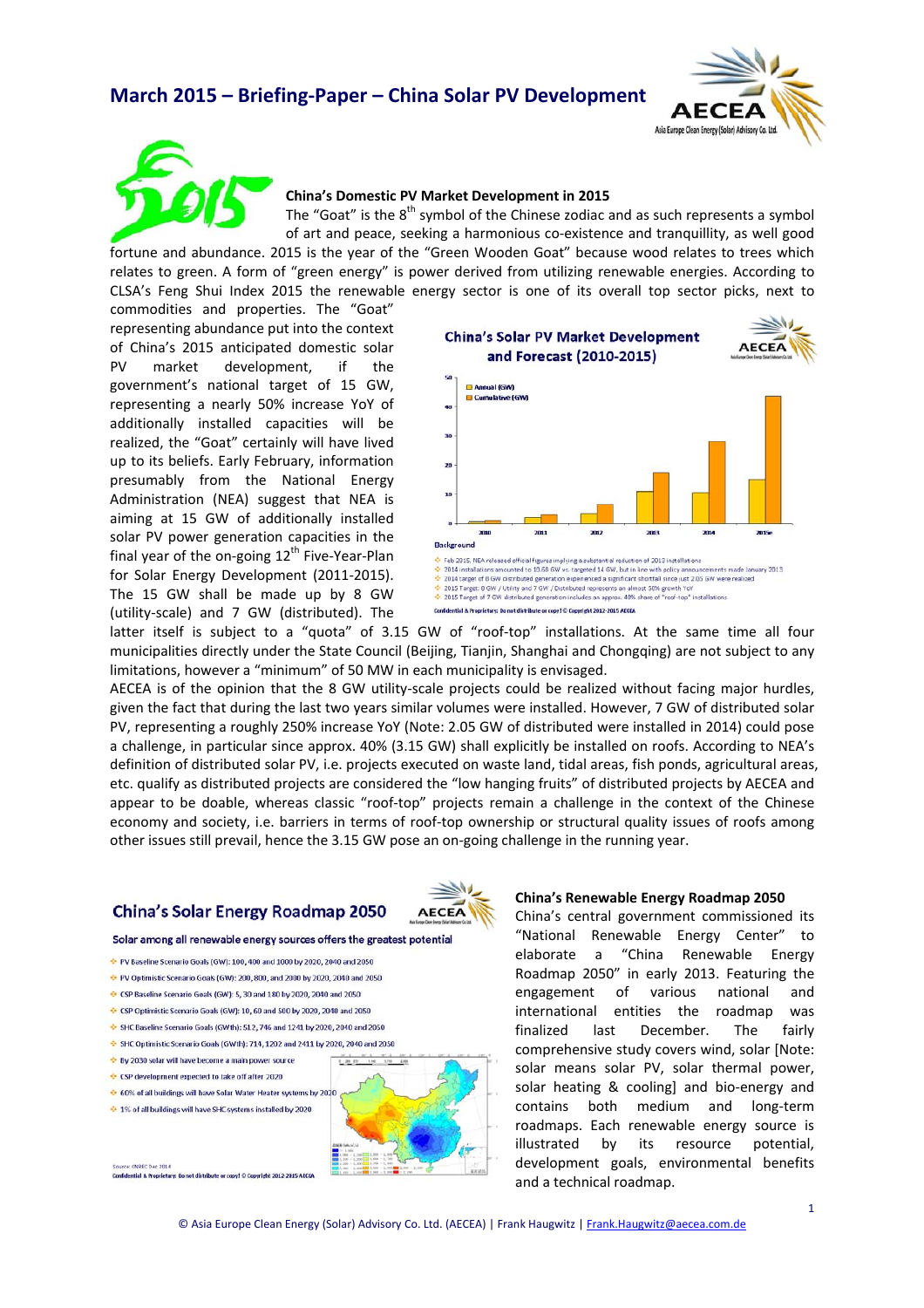## China's Domestic PV Market Development in 2015

The "Goat" is the 8th symbol of the Chinese zodiac and as such represents a symbol of art and peace, seeking a harmonious co-existence and tranquillity, as well good fortune and abundance. 2015 is the year of the "Green Wooden Goat" because wood relates to trees which relates to green. A form of "green energy" is power derived from utilizing renewable energies. According to CLSA's Feng Shui Index 2015 the renewable energy sector is one of its overall top sector picks, next to commodities and properties. The "Goat" representing abundance put into the context of China's 2015 anticipated domestic solar PV market development, if the government's national target of 15 GW, representing a nearly 50% increase YoY of additionally installed capacities will be realized, the "Goat" certainly will have lived up to its beliefs. Early February, information presumably from the National Energy Administration (NEA) suggest that NEA is aiming at 15 GW of additionally installed solar PV power generation capacities in the final year of the on-going 12th Five-Year-Plan for Solar Energy Development (2011-2015). The 15 GW shall be made up by 8 GW (utility-scale) and 7 GW (distributed). The latter itself is subject to a "quota" of 3.15 GW of "roof-top" installations. At the same time all four municipalities directly under the State Council (Beijing, Tianjin, Shanghai and Chongqing) are not subject to any limitations, however a "minimum" of 50 MW in each municipality is envisaged.

AECEA is of the opinion that the 8 GW utility-scale projects could be realized without facing major hurdles, given the fact that during the last two years similar volumes were installed. However, 7 GW of distributed solar PV, representing a roughly 250% increase YoY (Note: 2.05 GW of distributed were installed in 2014) could pose a challenge, in particular since approx. 40% (3.15 GW) shall explicitly be installed on roofs. According to NEA's definition of distributed solar PV, i.e. projects executed on waste land, tidal areas, fish ponds, agricultural areas, etc. qualify as distributed projects are considered the "low hanging fruits" of distributed projects by AECEA and appear to be doable, whereas classic "roof-top" projects remain a challenge in the context of the Chinese economy and society, i.e. barriers in terms of roof-top ownership or structural quality issues of roofs among other issues still prevail, hence the 3.15 GW pose an on-going challenge in the running year.

## China's Renewable Energy Roadmap 2050

China's central government commissioned its "National Renewable Energy Center" to elaborate a "China Renewable Energy Roadmap 2050" in early 2013. Featuring the engagement of various national and international entities the roadmap was finalized last December. The fairly comprehensive study covers wind, solar [Note: solar means solar PV, solar thermal power, solar heating & cooling] and bio-energy and contains both medium and long-term roadmaps. Each renewable energy source is illustrated by its resource potential, development goals, environmental benefits and a technical roadmap.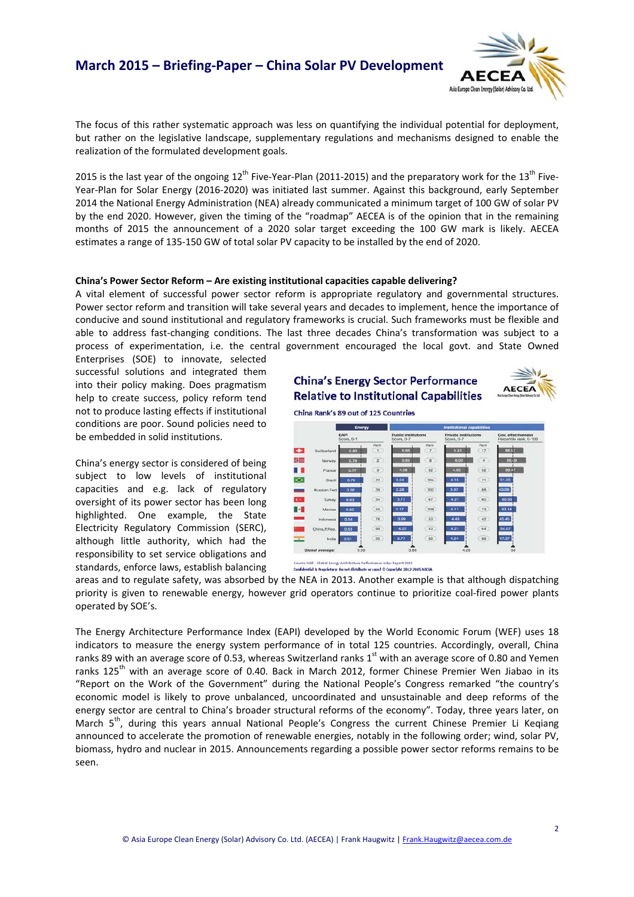The focus of this rather systematic approach was less on quantifying the individual potential for deployment, but rather on the legislative landscape, supplementary regulations and mechanisms designed to enable the realization of the formulated development goals.

2015 is the last year of the ongoing 12th Five-Year-Plan (2011-2015) and the preparatory work for the 13th Five-Year-Plan for Solar Energy (2016-2020) was initiated last summer. Against this background, early September 2014 the National Energy Administration (NEA) already communicated a minimum target of 100 GW of solar PV by the end 2020. However, given the timing of the "roadmap" AECEA is of the opinion that in the remaining months of 2015 the announcement of a 2020 solar target exceeding the 100 GW mark is likely. AECEA estimates a range of 135-150 GW of total solar PV capacity to be installed by the end of 2020.

**China's Power Sector Reform – Are existing institutional capacities capable delivering?**

A vital element of successful power sector reform is appropriate regulatory and governmental structures. Power sector reform and transition will take several years and decades to implement, hence the importance of conducive and sound institutional and regulatory frameworks is crucial. Such frameworks must be flexible and able to address fast-changing conditions. The last three decades China's transformation was subject to a process of experimentation, i.e. the central government encouraged the local govt. and State Owned Enterprises (SOE) to innovate, selected successful solutions and integrated them into their policy making. Does pragmatism help to create success, policy reform tend not to produce lasting effects if institutional conditions are poor. Sound policies need to be embedded in solid institutions.

**China's Energy Sector Performance Relative to Institutional Capabilities**

China Rank's 89 out of 125 Countries

| | Energy | | Institutional capabilities | | | | | |
|---|---|---|---|---|---|---|---|---|
| | EAPI Score, 0-1 | Rank | Public institutions Score, 0-7 | Rank | Private institutions Score, 0-7 | Rank | Gov. effectiveness Percentile rank, 0-100 | |
| Switzerland | 0.80 | 1 | 5.66 | 7 | 5.43 | 17 | 88.57 | |
| Norway | 0.79 | 2 | 5.65 | 8 | 6.00 | 4 | 98.10 | |
| France | 0.77 | 3 | 4.68 | 32 | 4.65 | 32 | 89.47 | |
| Brazil | 0.76 | 23 | 3.24 | 104 | 4.15 | 71 | 51.20 | |
| Russian Fed | 0.56 | 38 | 3.28 | 102 | 3.97 | 88 | 43.08 | |
| Turkey | 0.63 | 54 | 3.77 | 67 | 4.27 | 60 | 65.55 | |
| Mexico | 0.62 | 55 | 3.17 | 109 | 4.11 | 73 | 63.14 | |
| Indonesia | 0.54 | 76 | 3.99 | 53 | 4.46 | 42 | 45.45 | |
| China,P.Rep. | 0.53 | 89 | 4.22 | 43 | 4.21 | 64 | 54.07 | |
| India | 0.51 | 96 | 3.77 | 69 | 4.04 | 80 | 47.97 | |
| Global average: | 0.59 | | 3.89 | | 4.28 | | 50 | |

Source: WEF - Global Energy Architecture Performance Index Report 2015
Confidential & Proprietary. Do not distribute or copy! © Copyright 2012-2015 AECEA

China's energy sector is considered of being subject to low levels of institutional capacities and e.g. lack of regulatory oversight of its power sector has been long highlighted. One example, the State Electricity Regulatory Commission (SERC), although little authority, which had the responsibility to set service obligations and standards, enforce laws, establish balancing areas and to regulate safety, was absorbed by the NEA in 2013. Another example is that although dispatching priority is given to renewable energy, however grid operators continue to prioritize coal-fired power plants operated by SOE's.

The Energy Architecture Performance Index (EAPI) developed by the World Economic Forum (WEF) uses 18 indicators to measure the energy system performance of in total 125 countries. Accordingly, overall, China ranks 89 with an average score of 0.53, whereas Switzerland ranks 1st with an average score of 0.80 and Yemen ranks 125th with an average score of 0.40. Back in March 2012, former Chinese Premier Wen Jiabao in its "Report on the Work of the Government" during the National People's Congress remarked "the country's economic model is likely to prove unbalanced, uncoordinated and unsustainable and deep reforms of the energy sector are central to China's broader structural reforms of the economy". Today, three years later, on March 5th, during this years annual National People's Congress the current Chinese Premier Li Keqiang announced to accelerate the promotion of renewable energies, notably in the following order; wind, solar PV, biomass, hydro and nuclear in 2015. Announcements regarding a possible power sector reforms remains to be seen.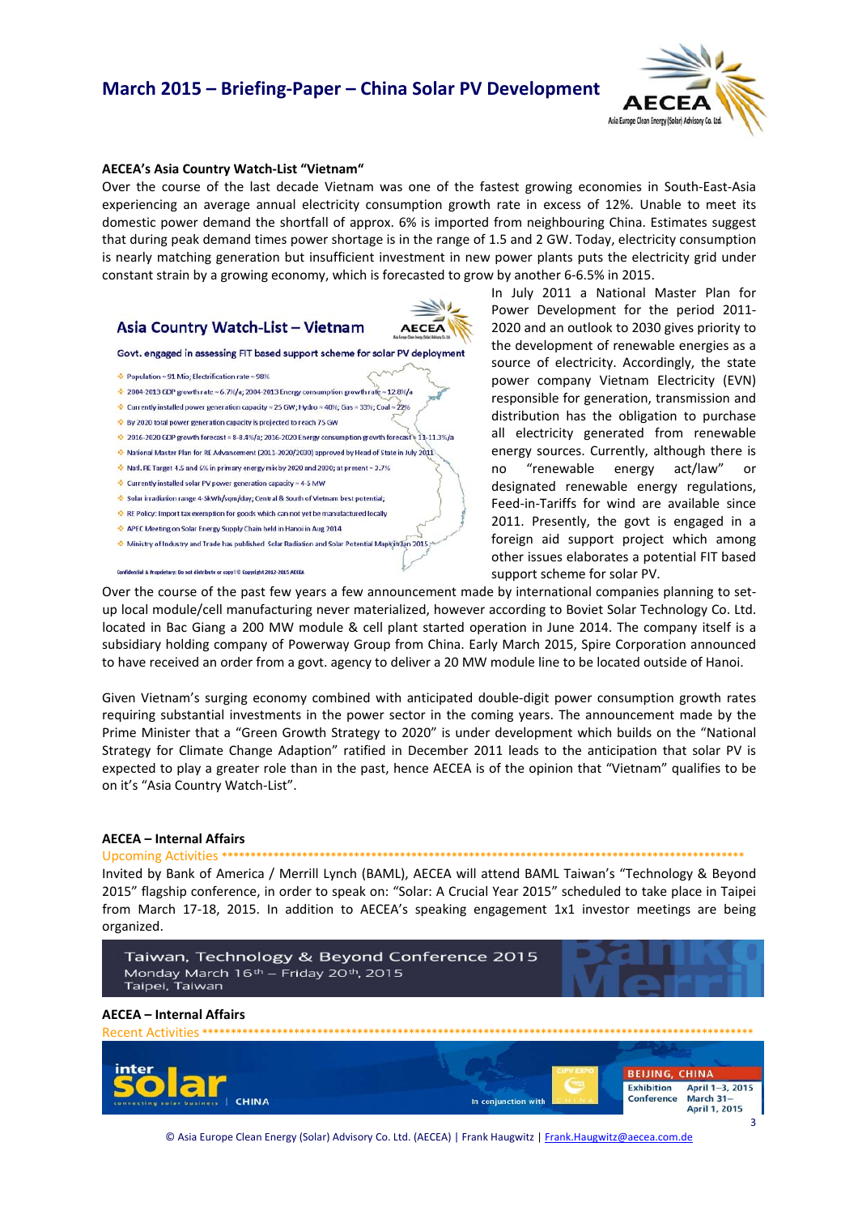**AECEA's Asia Country Watch-List "Vietnam"**

Over the course of the last decade Vietnam was one of the fastest growing economies in South-East-Asia experiencing an average annual electricity consumption growth rate in excess of 12%. Unable to meet its domestic power demand the shortfall of approx. 6% is imported from neighbouring China. Estimates suggest that during peak demand times power shortage is in the range of 1.5 and 2 GW. Today, electricity consumption is nearly matching generation but insufficient investment in new power plants puts the electricity grid under constant strain by a growing economy, which is forecasted to grow by another 6-6.5% in 2015.

**Asia Country Watch-List – Vietnam**

Govt. engaged in assessing FIT based support scheme for solar PV deployment

- Population ~ 91 Mio; Electrification rate ~ 98%
- 2004-2013 GDP growth rate ~ 6.7%/a; 2004-2013 Energy consumption growth rate ~ 12.8%/a
- Currently installed power generation capacity ~ 25 GW; Hydro ~ 40%; Gas ~ 33%; Coal ~ 22%
- By 2020 total power generation capacity is projected to reach 75 GW
- 2016-2020 GDP growth forecast ~ 8-8.4%/a; 2016-2020 Energy consumption growth forecast ~ 11-11.3%/a
- National Master Plan for RE Advancement (2011-2020/2030) approved by Head of State in July 2011
- Natl. RE Target 4.5 and 6% in primary energy mix by 2020 and 2030; at present ~ 3.7%
- Currently installed solar PV power generation capacity ~ 4-5 MW
- Solar irradiation range 4-5kWh/sqm/day; Central & South of Vietnam best potential;
- RE Policy: Import tax exemption for goods which can not yet be manufactured locally
- APEC Meeting on Solar Energy Supply Chain held in Hanoi in Aug 2014
- Ministry of Industry and Trade has published Solar Radiation and Solar Potential Maps in Jan 2015

Confidential & Proprietary: Do not distribute or copy! © Copyright 2012-2015 AECEA

In July 2011 a National Master Plan for Power Development for the period 2011-2020 and an outlook to 2030 gives priority to the development of renewable energies as a source of electricity. Accordingly, the state power company Vietnam Electricity (EVN) responsible for generation, transmission and distribution has the obligation to purchase all electricity generated from renewable energy sources. Currently, although there is no "renewable energy act/law" or designated renewable energy regulations, Feed-in-Tariffs for wind are available since 2011. Presently, the govt is engaged in a foreign aid support project which among other issues elaborates a potential FIT based support scheme for solar PV.

Over the course of the past few years a few announcement made by international companies planning to set-up local module/cell manufacturing never materialized, however according to Boviet Solar Technology Co. Ltd. located in Bac Giang a 200 MW module & cell plant started operation in June 2014. The company itself is a subsidiary holding company of Powerway Group from China. Early March 2015, Spire Corporation announced to have received an order from a govt. agency to deliver a 20 MW module line to be located outside of Hanoi.

Given Vietnam's surging economy combined with anticipated double-digit power consumption growth rates requiring substantial investments in the power sector in the coming years. The announcement made by the Prime Minister that a "Green Growth Strategy to 2020" is under development which builds on the "National Strategy for Climate Change Adaption" ratified in December 2011 leads to the anticipation that solar PV is expected to play a greater role than in the past, hence AECEA is of the opinion that "Vietnam" qualifies to be on it's "Asia Country Watch-List".

**AECEA – Internal Affairs**

Upcoming Activities ***************************************************************************************

Invited by Bank of America / Merrill Lynch (BAML), AECEA will attend BAML Taiwan's "Technology & Beyond 2015" flagship conference, in order to speak on: "Solar: A Crucial Year 2015" scheduled to take place in Taipei from March 17-18, 2015. In addition to AECEA's speaking engagement 1x1 investor meetings are being organized.

Taiwan, Technology & Beyond Conference 2015
Monday March 16th – Friday 20th, 2015
Taipei, Taiwan

**AECEA – Internal Affairs**

Recent Activities ***************************************************************************************

intersolar CHINA – connecting solar business – In conjunction with CIPV EXPO CHINA

BEIJING, CHINA
Exhibition April 1–3, 2015
Conference March 31– April 1, 2015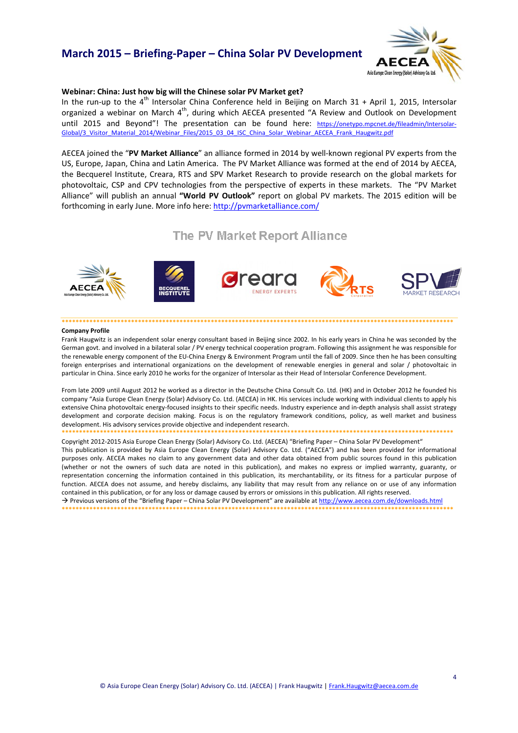**Webinar: China: Just how big will the Chinese solar PV Market get?**

In the run-up to the 4th Intersolar China Conference held in Beijing on March 31 + April 1, 2015, Intersolar organized a webinar on March 4th, during which AECEA presented "A Review and Outlook on Development until 2015 and Beyond"! The presentation can be found here: https://onetypo.mpcnet.de/fileadmin/Intersolar-Global/3_Visitor_Material_2014/Webinar_Files/2015_03_04_ISC_China_Solar_Webinar_AECEA_Frank_Haugwitz.pdf

AECEA joined the "**PV Market Alliance**" an alliance formed in 2014 by well-known regional PV experts from the US, Europe, Japan, China and Latin America. The PV Market Alliance was formed at the end of 2014 by AECEA, the Becquerel Institute, Creara, RTS and SPV Market Research to provide research on the global markets for photovoltaic, CSP and CPV technologies from the perspective of experts in these markets. The "PV Market Alliance" will publish an annual **"World PV Outlook"** report on global PV markets. The 2015 edition will be forthcoming in early June. More info here: http://pvmarketalliance.com/

The PV Market Report Alliance

AECEA | BECQUEREL INSTITUTE | Creara ENERGY EXPERTS | RTS Corporation | SPV MARKET RESEARCH

*************************************************************************************************

**Company Profile**

Frank Haugwitz is an independent solar energy consultant based in Beijing since 2002. In his early years in China he was seconded by the German govt. and involved in a bilateral solar / PV energy technical cooperation program. Following this assignment he was responsible for the renewable energy component of the EU-China Energy & Environment Program until the fall of 2009. Since then he has been consulting foreign enterprises and international organizations on the development of renewable energies in general and solar / photovoltaic in particular in China. Since early 2010 he works for the organizer of Intersolar as their Head of Intersolar Conference Development.

From late 2009 until August 2012 he worked as a director in the Deutsche China Consult Co. Ltd. (HK) and in October 2012 he founded his company "Asia Europe Clean Energy (Solar) Advisory Co. Ltd. (AECEA) in HK. His services include working with individual clients to apply his extensive China photovoltaic energy-focused insights to their specific needs. Industry experience and in-depth analysis shall assist strategy development and corporate decision making. Focus is on the regulatory framework conditions, policy, as well market and business development. His advisory services provide objective and independent research.

*************************************************************************************************

Copyright 2012-2015 Asia Europe Clean Energy (Solar) Advisory Co. Ltd. (AECEA) "Briefing Paper – China Solar PV Development"

This publication is provided by Asia Europe Clean Energy (Solar) Advisory Co. Ltd. ("AECEA") and has been provided for informational purposes only. AECEA makes no claim to any government data and other data obtained from public sources found in this publication (whether or not the owners of such data are noted in this publication), and makes no express or implied warranty, guaranty, or representation concerning the information contained in this publication, its merchantability, or its fitness for a particular purpose of function. AECEA does not assume, and hereby disclaims, any liability that may result from any reliance on or use of any information contained in this publication, or for any loss or damage caused by errors or omissions in this publication. All rights reserved.

→ Previous versions of the "Briefing Paper – China Solar PV Development" are available at http://www.aecea.com.de/downloads.html

*************************************************************************************************